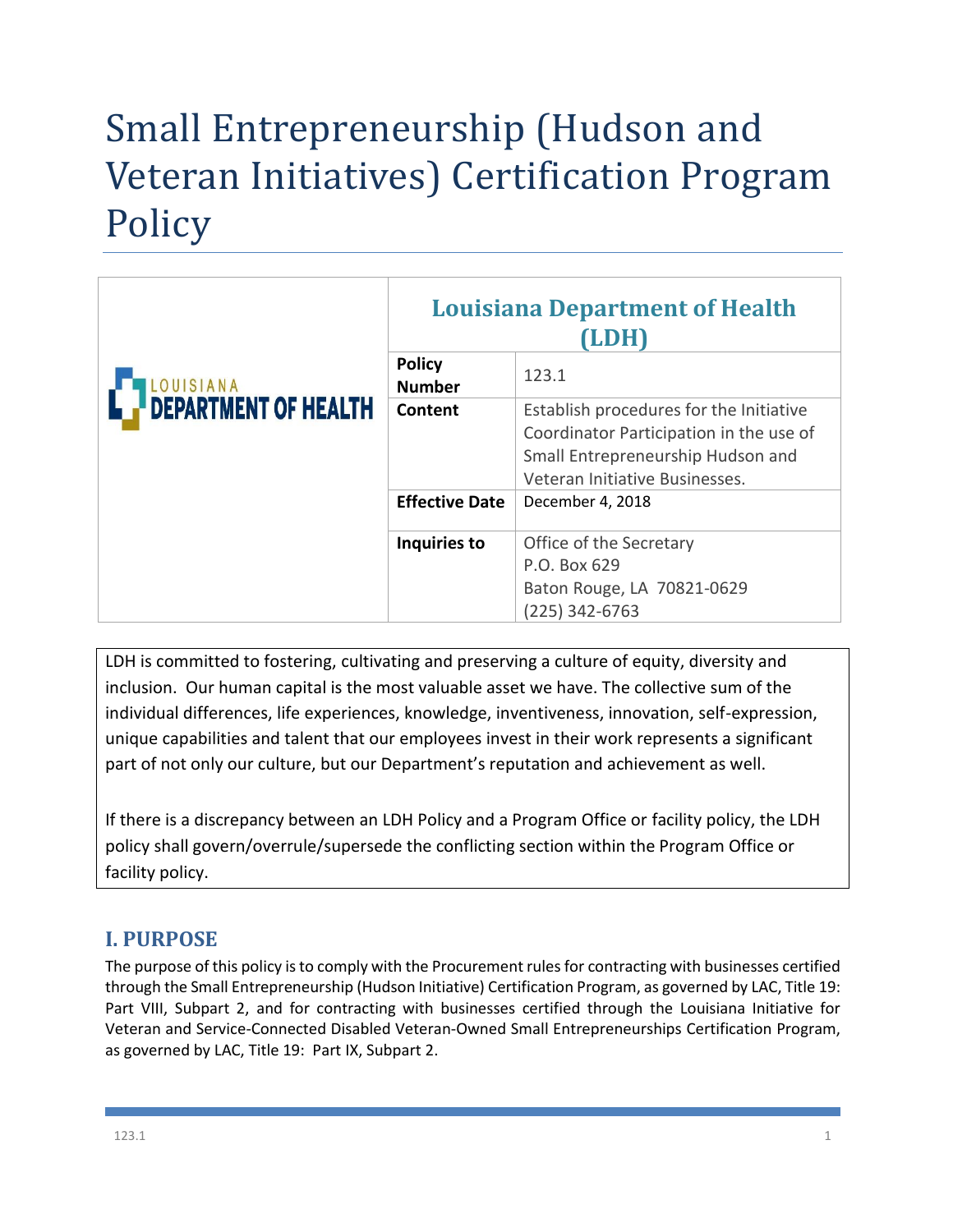# Small Entrepreneurship (Hudson and Veteran Initiatives) Certification Program Policy

| Louisiana Department of Health (LDH) | |
|---|---|
| **Policy Number** | 123.1 |
| **Content** | Establish procedures for the Initiative Coordinator Participation in the use of Small Entrepreneurship Hudson and Veteran Initiative Businesses. |
| **Effective Date** | December 4, 2018 |
| **Inquiries to** | Office of the Secretary<br>P.O. Box 629<br>Baton Rouge, LA 70821-0629<br>(225) 342-6763 |

LDH is committed to fostering, cultivating and preserving a culture of equity, diversity and inclusion. Our human capital is the most valuable asset we have. The collective sum of the individual differences, life experiences, knowledge, inventiveness, innovation, self-expression, unique capabilities and talent that our employees invest in their work represents a significant part of not only our culture, but our Department's reputation and achievement as well.

If there is a discrepancy between an LDH Policy and a Program Office or facility policy, the LDH policy shall govern/overrule/supersede the conflicting section within the Program Office or facility policy.

## I. PURPOSE

The purpose of this policy is to comply with the Procurement rules for contracting with businesses certified through the Small Entrepreneurship (Hudson Initiative) Certification Program, as governed by LAC, Title 19: Part VIII, Subpart 2, and for contracting with businesses certified through the Louisiana Initiative for Veteran and Service-Connected Disabled Veteran-Owned Small Entrepreneurships Certification Program, as governed by LAC, Title 19: Part IX, Subpart 2.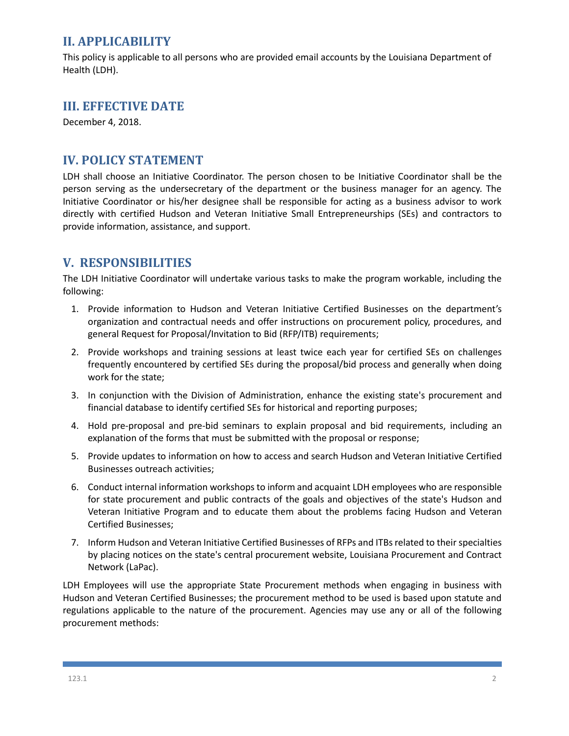## II. APPLICABILITY

This policy is applicable to all persons who are provided email accounts by the Louisiana Department of Health (LDH).

## III. EFFECTIVE DATE

December 4, 2018.

## IV. POLICY STATEMENT

LDH shall choose an Initiative Coordinator. The person chosen to be Initiative Coordinator shall be the person serving as the undersecretary of the department or the business manager for an agency. The Initiative Coordinator or his/her designee shall be responsible for acting as a business advisor to work directly with certified Hudson and Veteran Initiative Small Entrepreneurships (SEs) and contractors to provide information, assistance, and support.

## V. RESPONSIBILITIES

The LDH Initiative Coordinator will undertake various tasks to make the program workable, including the following:

1. Provide information to Hudson and Veteran Initiative Certified Businesses on the department's organization and contractual needs and offer instructions on procurement policy, procedures, and general Request for Proposal/Invitation to Bid (RFP/ITB) requirements;
2. Provide workshops and training sessions at least twice each year for certified SEs on challenges frequently encountered by certified SEs during the proposal/bid process and generally when doing work for the state;
3. In conjunction with the Division of Administration, enhance the existing state's procurement and financial database to identify certified SEs for historical and reporting purposes;
4. Hold pre-proposal and pre-bid seminars to explain proposal and bid requirements, including an explanation of the forms that must be submitted with the proposal or response;
5. Provide updates to information on how to access and search Hudson and Veteran Initiative Certified Businesses outreach activities;
6. Conduct internal information workshops to inform and acquaint LDH employees who are responsible for state procurement and public contracts of the goals and objectives of the state's Hudson and Veteran Initiative Program and to educate them about the problems facing Hudson and Veteran Certified Businesses;
7. Inform Hudson and Veteran Initiative Certified Businesses of RFPs and ITBs related to their specialties by placing notices on the state's central procurement website, Louisiana Procurement and Contract Network (LaPac).

LDH Employees will use the appropriate State Procurement methods when engaging in business with Hudson and Veteran Certified Businesses; the procurement method to be used is based upon statute and regulations applicable to the nature of the procurement. Agencies may use any or all of the following procurement methods: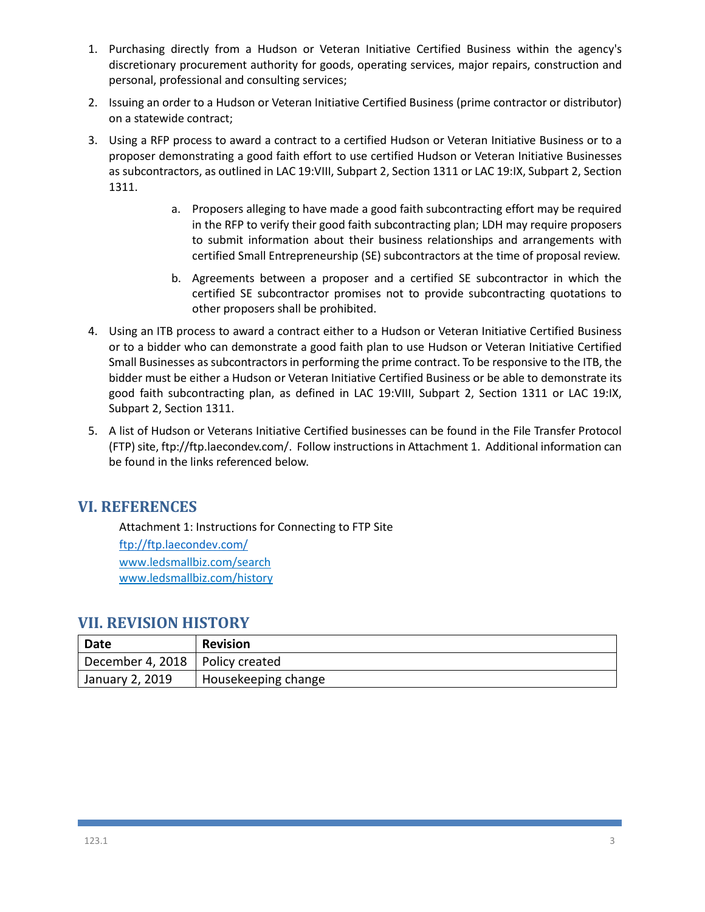1. Purchasing directly from a Hudson or Veteran Initiative Certified Business within the agency's discretionary procurement authority for goods, operating services, major repairs, construction and personal, professional and consulting services;

2. Issuing an order to a Hudson or Veteran Initiative Certified Business (prime contractor or distributor) on a statewide contract;

3. Using a RFP process to award a contract to a certified Hudson or Veteran Initiative Business or to a proposer demonstrating a good faith effort to use certified Hudson or Veteran Initiative Businesses as subcontractors, as outlined in LAC 19:VIII, Subpart 2, Section 1311 or LAC 19:IX, Subpart 2, Section 1311.

    a. Proposers alleging to have made a good faith subcontracting effort may be required in the RFP to verify their good faith subcontracting plan; LDH may require proposers to submit information about their business relationships and arrangements with certified Small Entrepreneurship (SE) subcontractors at the time of proposal review.

    b. Agreements between a proposer and a certified SE subcontractor in which the certified SE subcontractor promises not to provide subcontracting quotations to other proposers shall be prohibited.

4. Using an ITB process to award a contract either to a Hudson or Veteran Initiative Certified Business or to a bidder who can demonstrate a good faith plan to use Hudson or Veteran Initiative Certified Small Businesses as subcontractors in performing the prime contract. To be responsive to the ITB, the bidder must be either a Hudson or Veteran Initiative Certified Business or be able to demonstrate its good faith subcontracting plan, as defined in LAC 19:VIII, Subpart 2, Section 1311 or LAC 19:IX, Subpart 2, Section 1311.

5. A list of Hudson or Veterans Initiative Certified businesses can be found in the File Transfer Protocol (FTP) site, ftp://ftp.laecondev.com/. Follow instructions in Attachment 1. Additional information can be found in the links referenced below.

## VI. REFERENCES

Attachment 1: Instructions for Connecting to FTP Site
ftp://ftp.laecondev.com/
www.ledsmallbiz.com/search
www.ledsmallbiz.com/history

## VII. REVISION HISTORY

| Date | Revision |
|---|---|
| December 4, 2018 | Policy created |
| January 2, 2019 | Housekeeping change |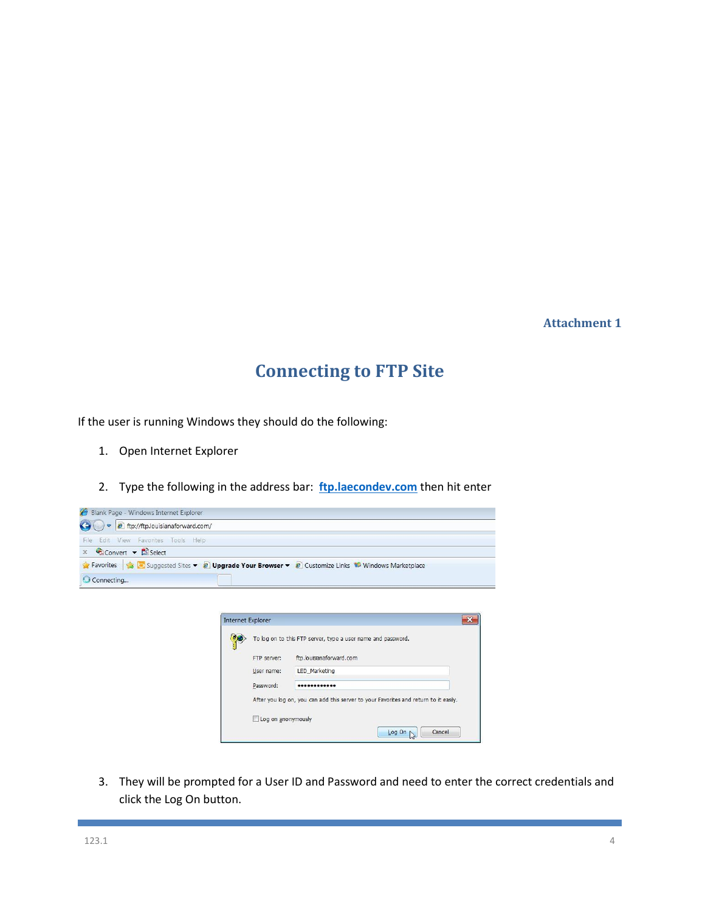Attachment 1

# Connecting to FTP Site

If the user is running Windows they should do the following:

1. Open Internet Explorer

2. Type the following in the address bar: **ftp.laecondev.com** then hit enter

3. They will be prompted for a User ID and Password and need to enter the correct credentials and click the Log On button.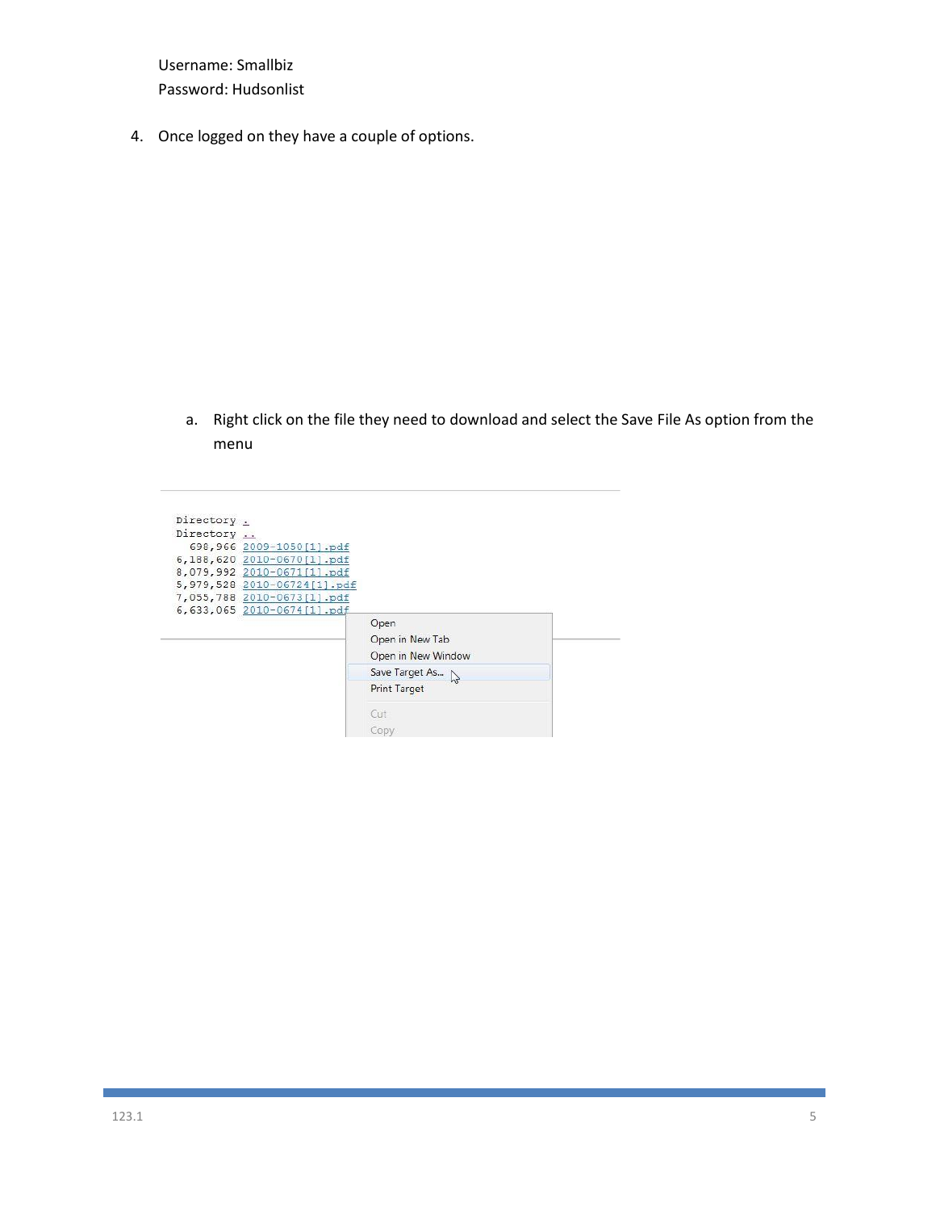Username: Smallbiz
Password: Hudsonlist

4. Once logged on they have a couple of options.

   a. Right click on the file they need to download and select the Save File As option from the menu

```
Directory .
Directory ..
  698,966 2009-1050[1].pdf
6,188,620 2010-0670[1].pdf
8,079,992 2010-0671[1].pdf
5,979,528 2010-06724[1].pdf
7,055,788 2010-0673[1].pdf
6,633,065 2010-0674[1].pdf
```

```
Open
Open in New Tab
Open in New Window
Save Target As...
Print Target

Cut
Copy
```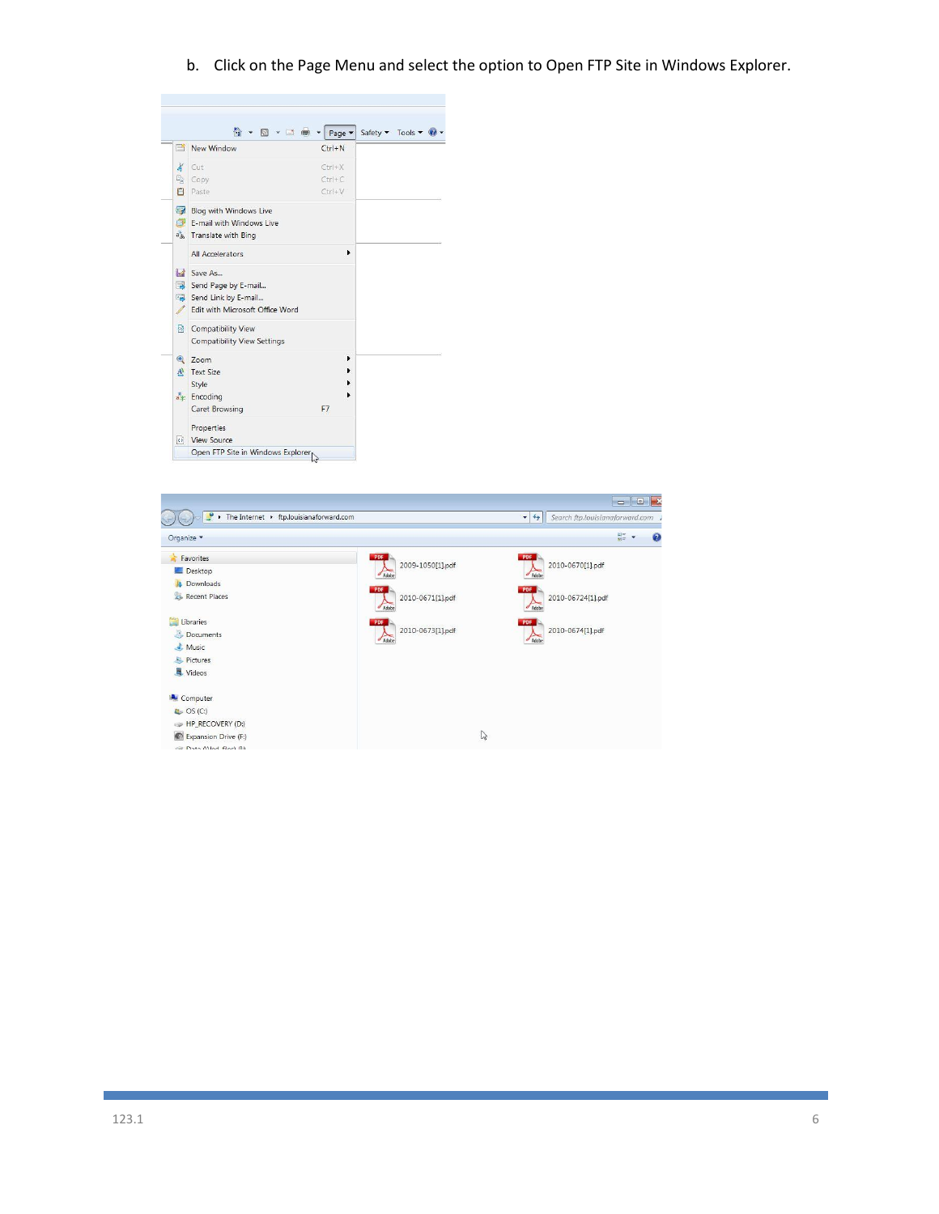b. Click on the Page Menu and select the option to Open FTP Site in Windows Explorer.